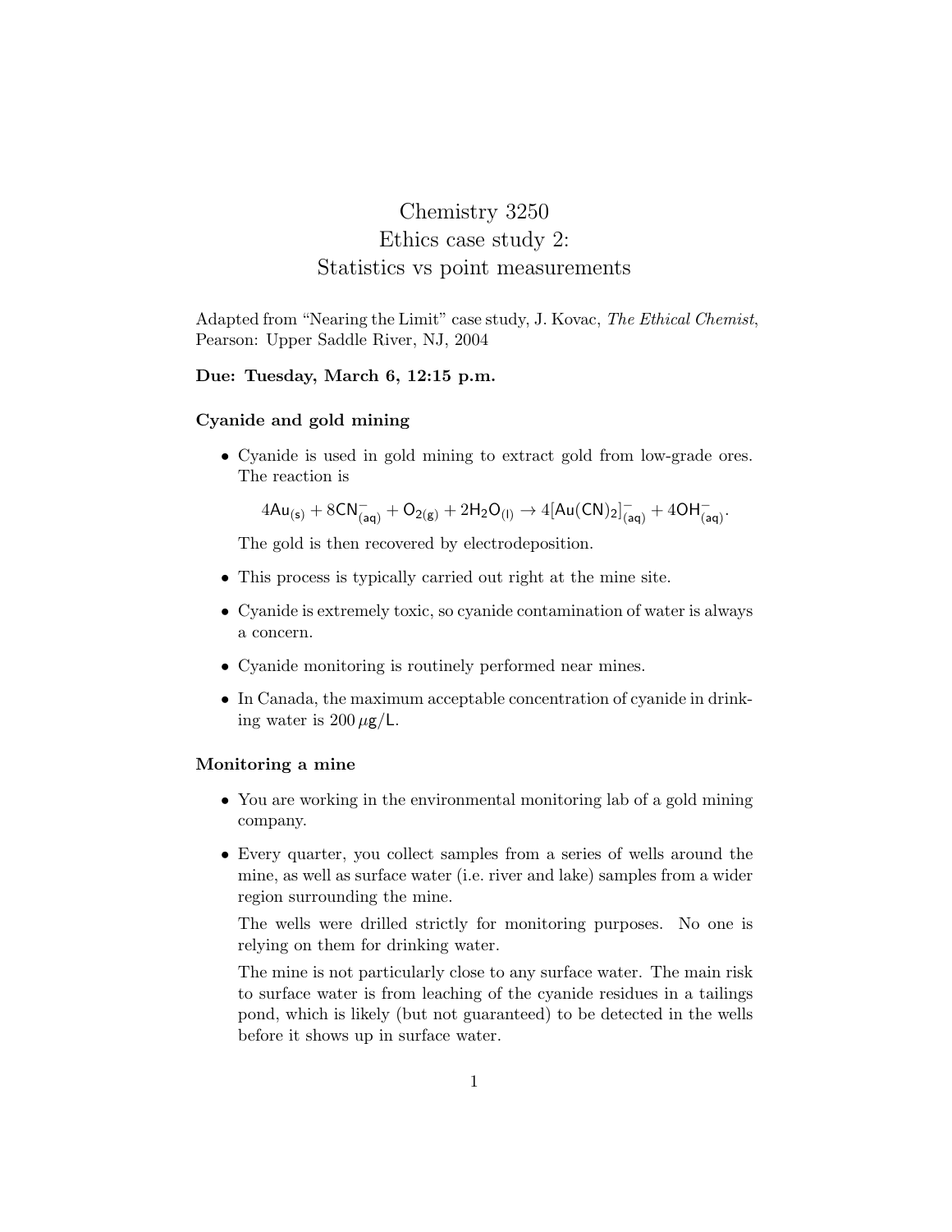# Chemistry 3250
# Ethics case study 2:
# Statistics vs point measurements

Adapted from "Nearing the Limit" case study, J. Kovac, *The Ethical Chemist*, Pearson: Upper Saddle River, NJ, 2004

**Due: Tuesday, March 6, 12:15 p.m.**

### Cyanide and gold mining

- Cyanide is used in gold mining to extract gold from low-grade ores. The reaction is

  $$4Au_{(s)} + 8CN^-_{(aq)} + O_{2(g)} + 2H_2O_{(l)} \rightarrow 4[Au(CN)_2]^-_{(aq)} + 4OH^-_{(aq)}.$$

  The gold is then recovered by electrodeposition.

- This process is typically carried out right at the mine site.
- Cyanide is extremely toxic, so cyanide contamination of water is always a concern.
- Cyanide monitoring is routinely performed near mines.
- In Canada, the maximum acceptable concentration of cyanide in drinking water is $200\,\mu g/L$.

### Monitoring a mine

- You are working in the environmental monitoring lab of a gold mining company.
- Every quarter, you collect samples from a series of wells around the mine, as well as surface water (i.e. river and lake) samples from a wider region surrounding the mine.

  The wells were drilled strictly for monitoring purposes. No one is relying on them for drinking water.

  The mine is not particularly close to any surface water. The main risk to surface water is from leaching of the cyanide residues in a tailings pond, which is likely (but not guaranteed) to be detected in the wells before it shows up in surface water.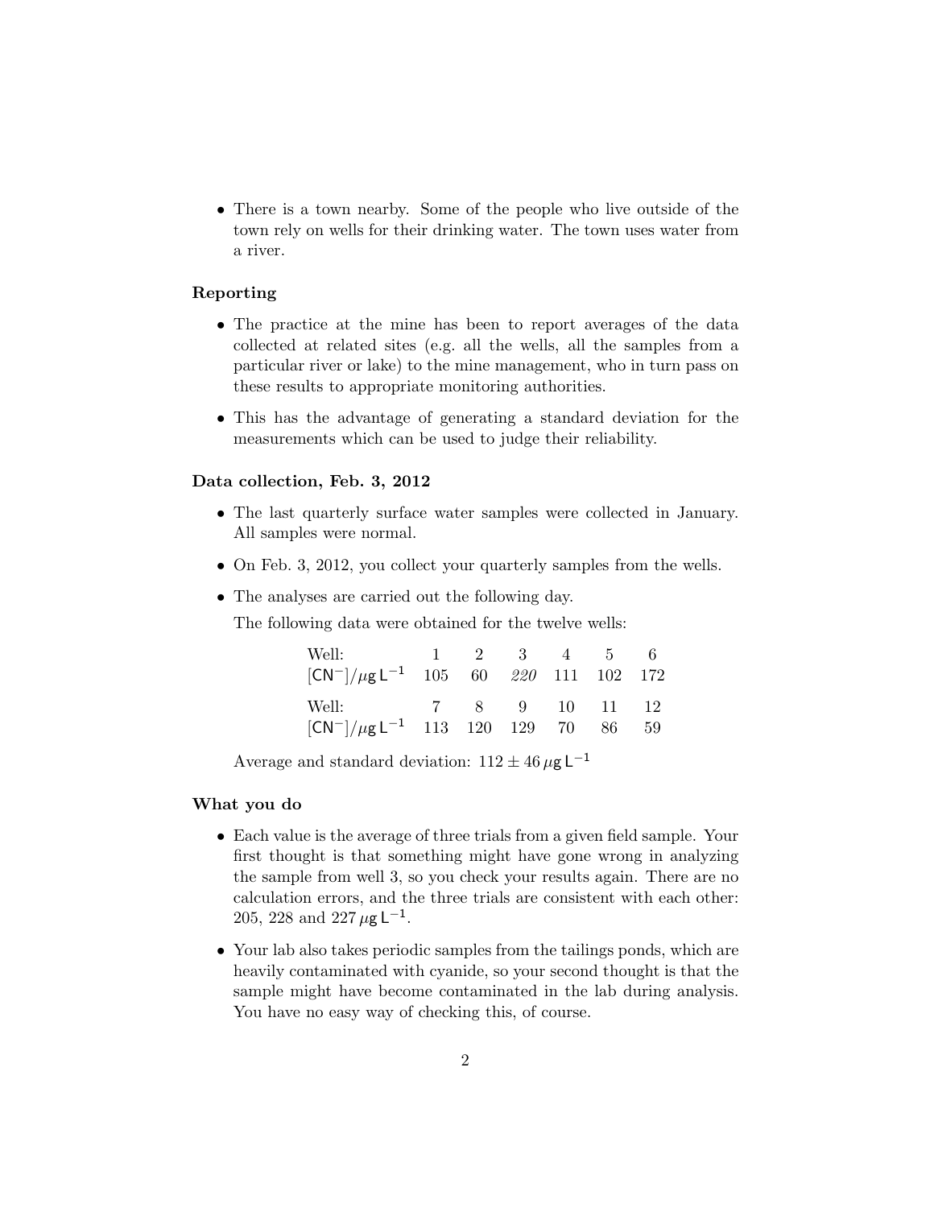- There is a town nearby. Some of the people who live outside of the town rely on wells for their drinking water. The town uses water from a river.

### Reporting

- The practice at the mine has been to report averages of the data collected at related sites (e.g. all the wells, all the samples from a particular river or lake) to the mine management, who in turn pass on these results to appropriate monitoring authorities.
- This has the advantage of generating a standard deviation for the measurements which can be used to judge their reliability.

### Data collection, Feb. 3, 2012

- The last quarterly surface water samples were collected in January. All samples were normal.
- On Feb. 3, 2012, you collect your quarterly samples from the wells.
- The analyses are carried out the following day.

  The following data were obtained for the twelve wells:

  | Well: | 1 | 2 | 3 | 4 | 5 | 6 |
  |---|---|---|---|---|---|---|
  | $[CN^-]/\mu g\,L^{-1}$ | 105 | 60 | *220* | 111 | 102 | 172 |

  | Well: | 7 | 8 | 9 | 10 | 11 | 12 |
  |---|---|---|---|---|---|---|
  | $[CN^-]/\mu g\,L^{-1}$ | 113 | 120 | 129 | 70 | 86 | 59 |

  Average and standard deviation: $112 \pm 46\,\mu g\,L^{-1}$

### What you do

- Each value is the average of three trials from a given field sample. Your first thought is that something might have gone wrong in analyzing the sample from well 3, so you check your results again. There are no calculation errors, and the three trials are consistent with each other: 205, 228 and 227 $\mu g\,L^{-1}$.
- Your lab also takes periodic samples from the tailings ponds, which are heavily contaminated with cyanide, so your second thought is that the sample might have become contaminated in the lab during analysis. You have no easy way of checking this, of course.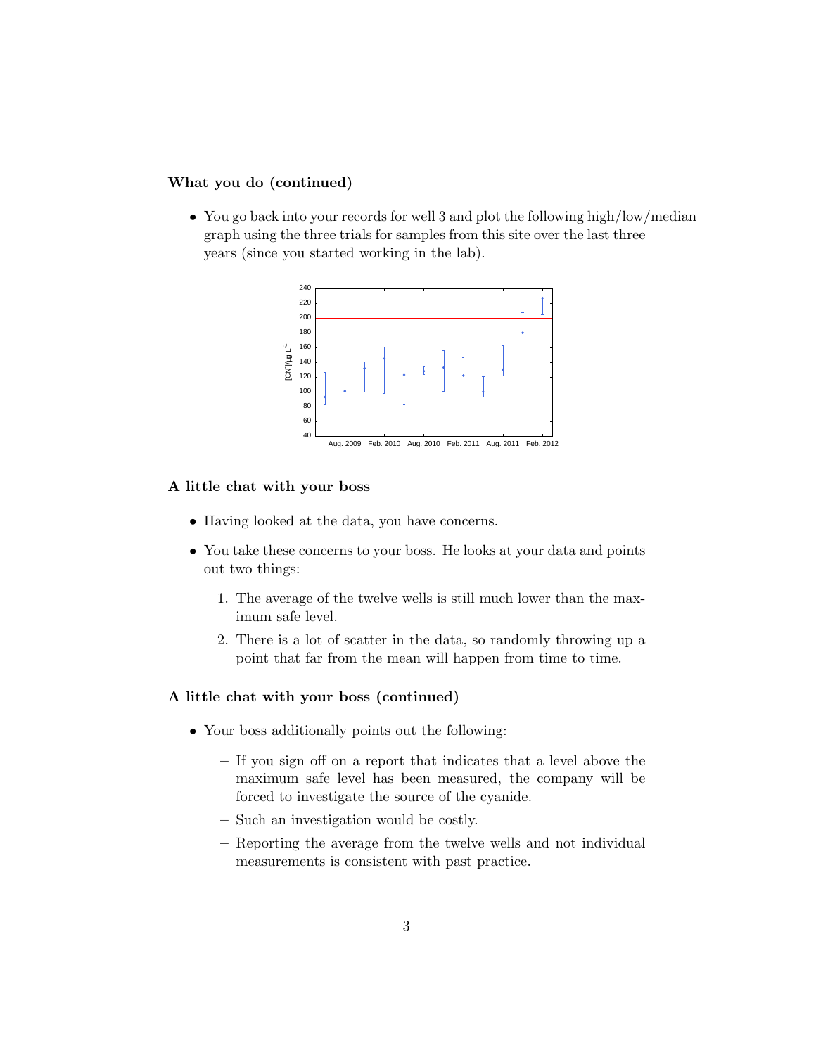**What you do (continued)**

- You go back into your records for well 3 and plot the following high/low/median graph using the three trials for samples from this site over the last three years (since you started working in the lab).

**A little chat with your boss**

- Having looked at the data, you have concerns.
- You take these concerns to your boss. He looks at your data and points out two things:
  1. The average of the twelve wells is still much lower than the maximum safe level.
  2. There is a lot of scatter in the data, so randomly throwing up a point that far from the mean will happen from time to time.

**A little chat with your boss (continued)**

- Your boss additionally points out the following:
  - If you sign off on a report that indicates that a level above the maximum safe level has been measured, the company will be forced to investigate the source of the cyanide.
  - Such an investigation would be costly.
  - Reporting the average from the twelve wells and not individual measurements is consistent with past practice.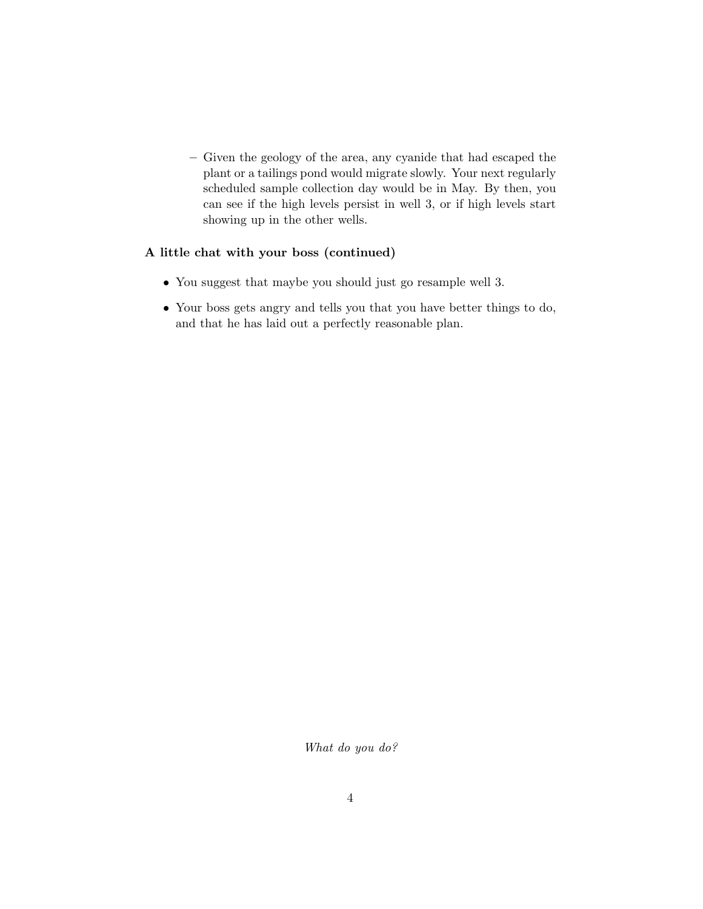- Given the geology of the area, any cyanide that had escaped the plant or a tailings pond would migrate slowly. Your next regularly scheduled sample collection day would be in May. By then, you can see if the high levels persist in well 3, or if high levels start showing up in the other wells.

**A little chat with your boss (continued)**

- You suggest that maybe you should just go resample well 3.
- Your boss gets angry and tells you that you have better things to do, and that he has laid out a perfectly reasonable plan.

*What do you do?*